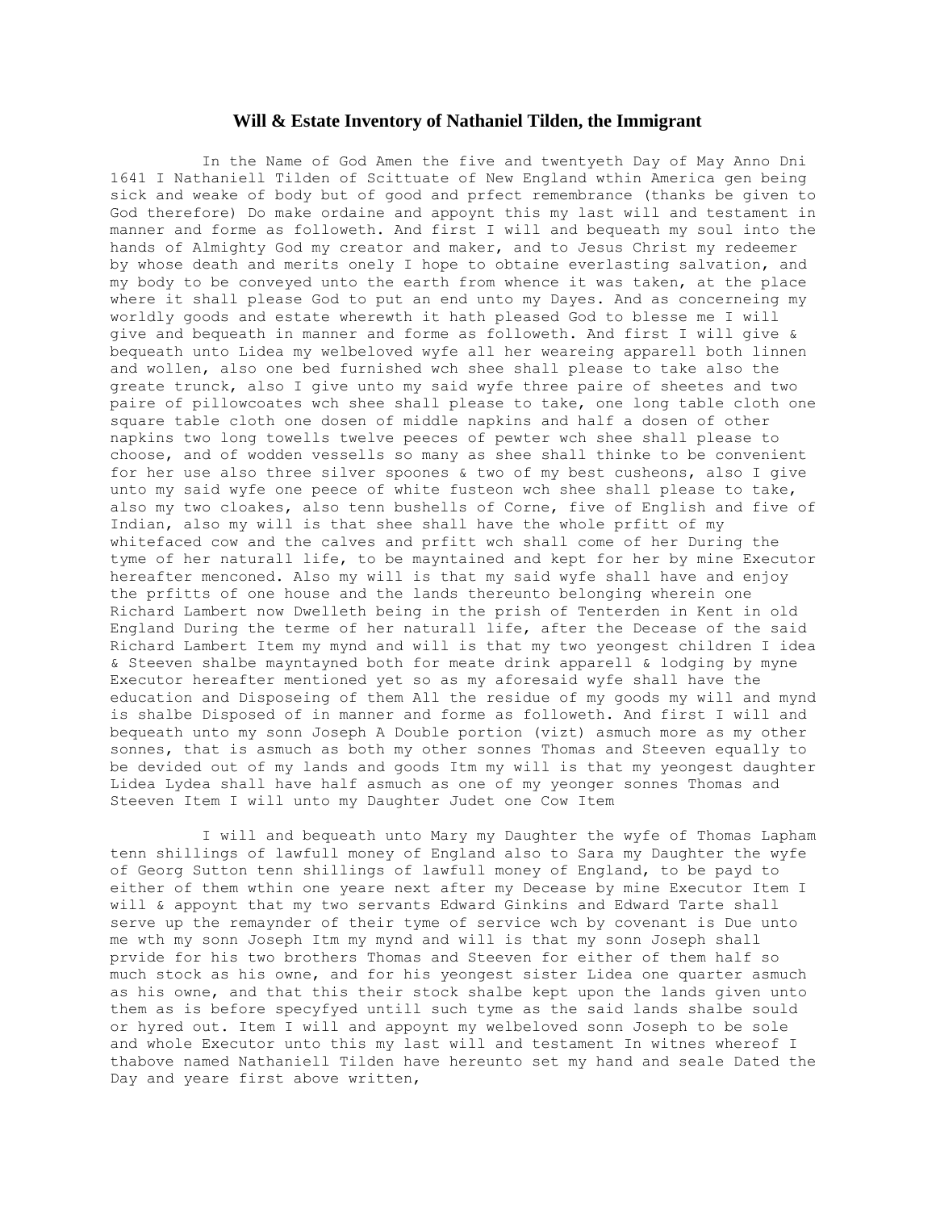## Will & Estate Inventory of Nathaniel Tilden, the Immigrant

In the Name of God Amen the five and twentyeth Day of May Anno Dni 1641 I Nathaniell Tilden of Scittuate of New England wthin America gen being sick and weake of body but of good and prfect remembrance (thanks be given to God therefore) Do make ordaine and appoynt this my last will and testament in manner and forme as followeth. And first I will and bequeath my soul into the hands of Almighty God my creator and maker, and to Jesus Christ my redeemer by whose death and merits onely I hope to obtaine everlasting salvation, and my body to be conveyed unto the earth from whence it was taken, at the place where it shall please God to put an end unto my Dayes. And as concerneing my worldly goods and estate wherewth it hath pleased God to blesse me I will give and bequeath in manner and forme as followeth. And first I will give & bequeath unto Lidea my welbeloved wyfe all her weareing apparell both linnen and wollen, also one bed furnished wch shee shall please to take also the greate trunck, also I give unto my said wyfe three paire of sheetes and two paire of pillowcoates wch shee shall please to take, one long table cloth one square table cloth one dosen of middle napkins and half a dosen of other napkins two long towells twelve peeces of pewter wch shee shall please to choose, and of wodden vessells so many as shee shall thinke to be convenient for her use also three silver spoones & two of my best cusheons, also I give unto my said wyfe one peece of white fusteon wch shee shall please to take, also my two cloakes, also tenn bushells of Corne, five of English and five of Indian, also my will is that shee shall have the whole prfitt of my whitefaced cow and the calves and prfitt wch shall come of her During the tyme of her naturall life, to be mayntained and kept for her by mine Executor hereafter menconed. Also my will is that my said wyfe shall have and enjoy the prfitts of one house and the lands thereunto belonging wherein one Richard Lambert now Dwelleth being in the prish of Tenterden in Kent in old England During the terme of her naturall life, after the Decease of the said Richard Lambert Item my mynd and will is that my two yeongest children I idea & Steeven shalbe mayntayned both for meate drink apparell & lodging by myne Executor hereafter mentioned yet so as my aforesaid wyfe shall have the education and Disposeing of them All the residue of my goods my will and mynd is shalbe Disposed of in manner and forme as followeth. And first I will and bequeath unto my sonn Joseph A Double portion (vizt) asmuch more as my other sonnes, that is asmuch as both my other sonnes Thomas and Steeven equally to be devided out of my lands and goods Itm my will is that my yeongest daughter Lidea Lydea shall have half asmuch as one of my yeonger sonnes Thomas and Steeven Item I will unto my Daughter Judet one Cow Item

I will and bequeath unto Mary my Daughter the wyfe of Thomas Lapham tenn shillings of lawfull money of England also to Sara my Daughter the wyfe of Georg Sutton tenn shillings of lawfull money of England, to be payd to either of them wthin one yeare next after my Decease by mine Executor Item I will & appoynt that my two servants Edward Ginkins and Edward Tarte shall serve up the remaynder of their tyme of service wch by covenant is Due unto me wth my sonn Joseph Itm my mynd and will is that my sonn Joseph shall prvide for his two brothers Thomas and Steeven for either of them half so much stock as his owne, and for his yeongest sister Lidea one quarter asmuch as his owne, and that this their stock shalbe kept upon the lands given unto them as is before specyfyed untill such tyme as the said lands shalbe sould or hyred out. Item I will and appoynt my welbeloved sonn Joseph to be sole and whole Executor unto this my last will and testament In witnes whereof I thabove named Nathaniell Tilden have hereunto set my hand and seale Dated the Day and yeare first above written,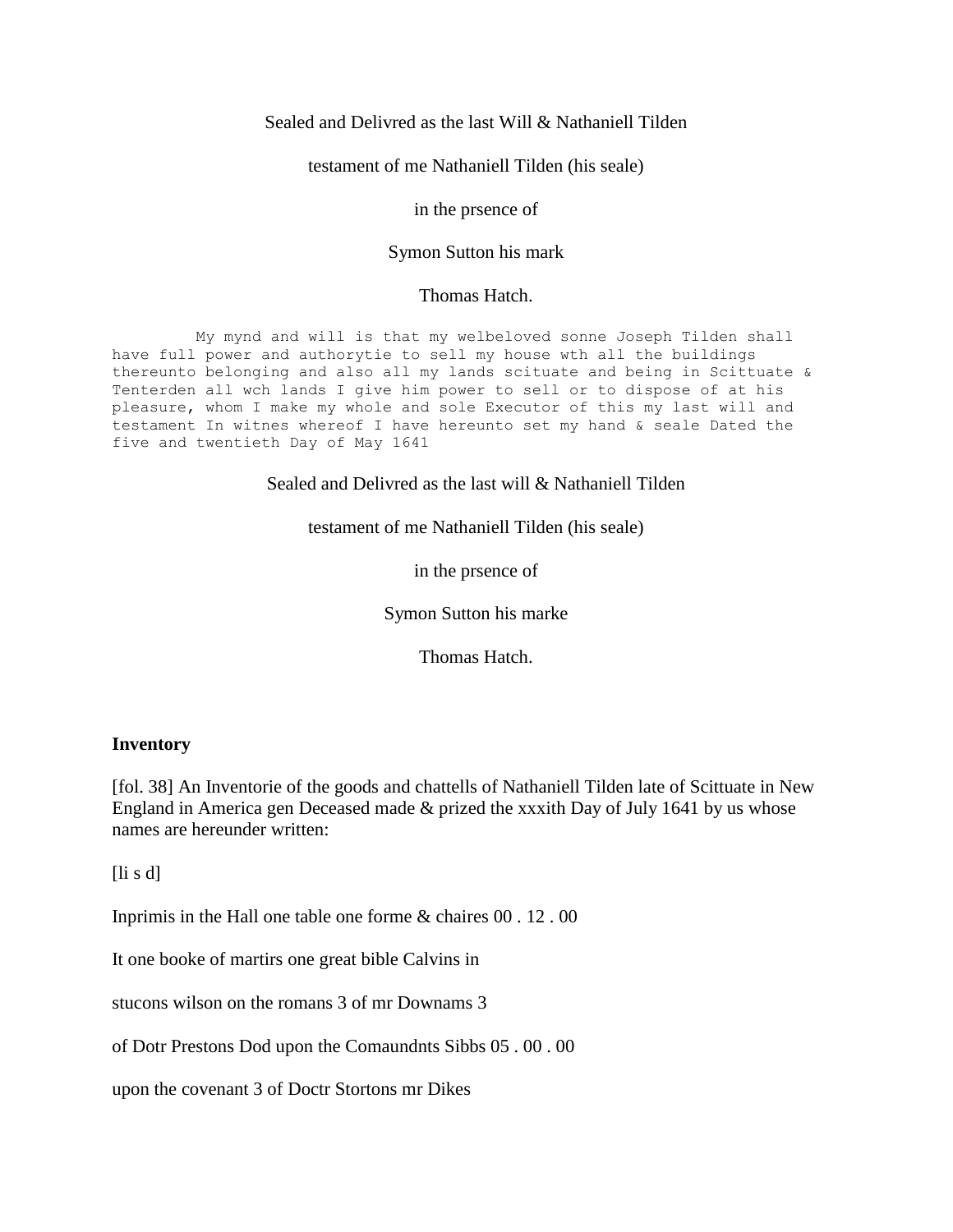Sealed and Delivred as the last Will & Nathaniell Tilden

testament of me Nathaniell Tilden (his seale)

in the prsence of

Symon Sutton his mark

Thomas Hatch.

My mynd and will is that my welbeloved sonne Joseph Tilden shall have full power and authorytie to sell my house wth all the buildings thereunto belonging and also all my lands scituate and being in Scittuate & Tenterden all wch lands I give him power to sell or to dispose of at his pleasure, whom I make my whole and sole Executor of this my last will and testament In witnes whereof I have hereunto set my hand & seale Dated the five and twentieth Day of May 1641

Sealed and Delivred as the last will & Nathaniell Tilden

testament of me Nathaniell Tilden (his seale)

in the prsence of

Symon Sutton his marke

Thomas Hatch.

**Inventory**

[fol. 38] An Inventorie of the goods and chattells of Nathaniell Tilden late of Scittuate in New England in America gen Deceased made & prized the xxxith Day of July 1641 by us whose names are hereunder written:

[li s d]

Inprimis in the Hall one table one forme & chaires 00 . 12 . 00

It one booke of martirs one great bible Calvins in

stucons wilson on the romans 3 of mr Downams 3

of Dotr Prestons Dod upon the Comaundnts Sibbs 05 . 00 . 00

upon the covenant 3 of Doctr Stortons mr Dikes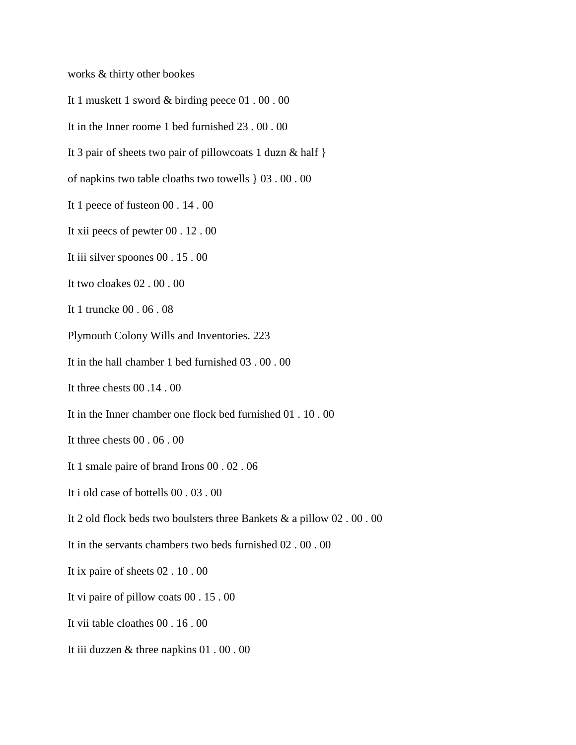works & thirty other bookes

It 1 muskett 1 sword & birding peece 01 . 00 . 00

It in the Inner roome 1 bed furnished 23 . 00 . 00

It 3 pair of sheets two pair of pillowcoats 1 duzn & half }

of napkins two table cloaths two towells } 03 . 00 . 00

It 1 peece of fusteon 00 . 14 . 00

It xii peecs of pewter 00 . 12 . 00

It iii silver spoones 00 . 15 . 00

It two cloakes 02 . 00 . 00

It 1 truncke 00 . 06 . 08

Plymouth Colony Wills and Inventories. 223

It in the hall chamber 1 bed furnished 03 . 00 . 00

It three chests 00 .14 . 00

It in the Inner chamber one flock bed furnished 01 . 10 . 00

It three chests 00 . 06 . 00

It 1 smale paire of brand Irons 00 . 02 . 06

It i old case of bottells 00 . 03 . 00

It 2 old flock beds two boulsters three Bankets & a pillow 02 . 00 . 00

It in the servants chambers two beds furnished 02 . 00 . 00

It ix paire of sheets 02 . 10 . 00

It vi paire of pillow coats 00 . 15 . 00

It vii table cloathes 00 . 16 . 00

It iii duzzen & three napkins 01 . 00 . 00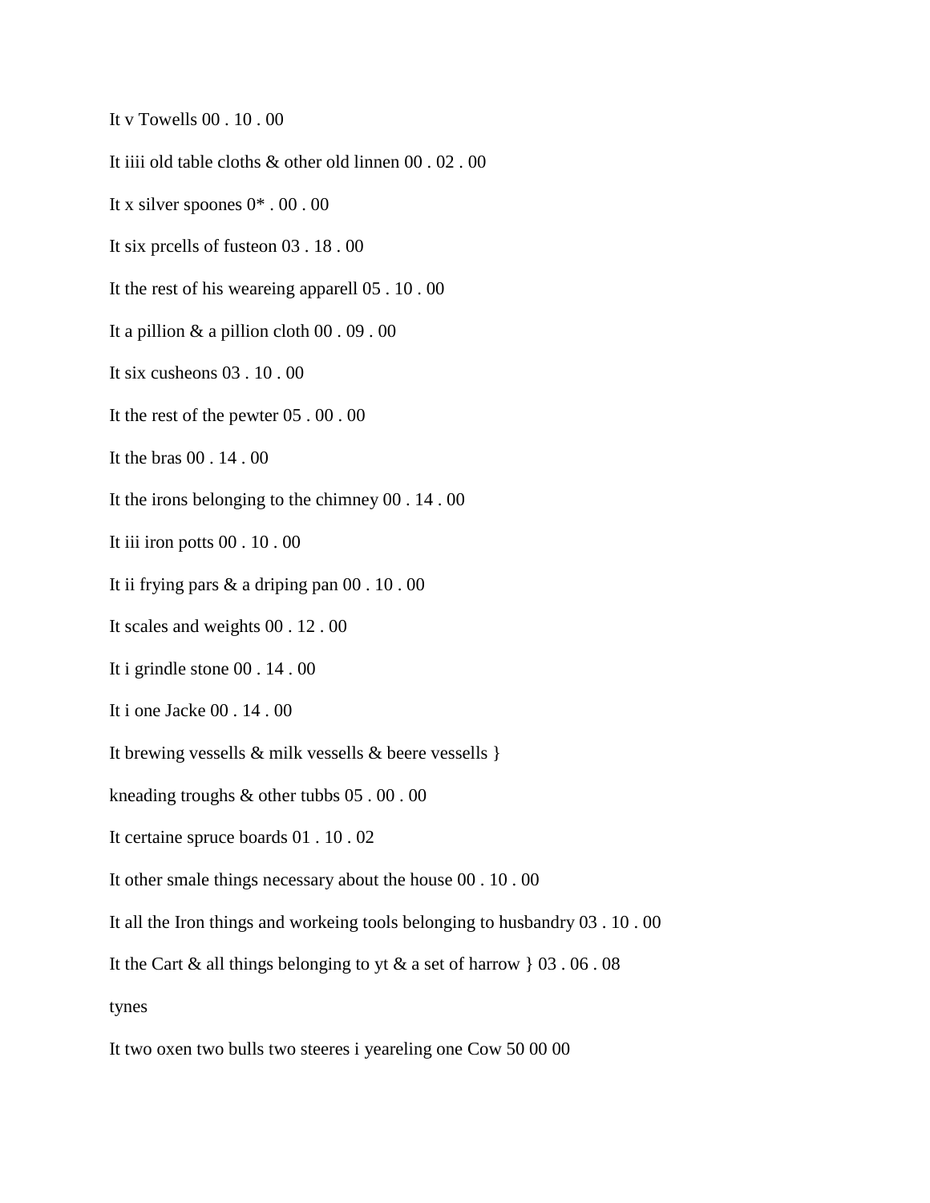It v Towells 00 . 10 . 00

It iiii old table cloths & other old linnen 00 . 02 . 00

It x silver spoones 0* . 00 . 00

It six prcells of fusteon 03 . 18 . 00

It the rest of his weareing apparell 05 . 10 . 00

It a pillion & a pillion cloth 00 . 09 . 00

It six cusheons 03 . 10 . 00

It the rest of the pewter 05 . 00 . 00

It the bras 00 . 14 . 00

It the irons belonging to the chimney 00 . 14 . 00

It iii iron potts 00 . 10 . 00

It ii frying pars & a driping pan 00 . 10 . 00

It scales and weights 00 . 12 . 00

It i grindle stone 00 . 14 . 00

It i one Jacke 00 . 14 . 00

It brewing vessells & milk vessells & beere vessells }

kneading troughs & other tubbs 05 . 00 . 00

It certaine spruce boards 01 . 10 . 02

It other smale things necessary about the house 00 . 10 . 00

It all the Iron things and workeing tools belonging to husbandry 03 . 10 . 00

It the Cart & all things belonging to yt & a set of harrow } 03 . 06 . 08

tynes

It two oxen two bulls two steeres i yeareling one Cow 50 00 00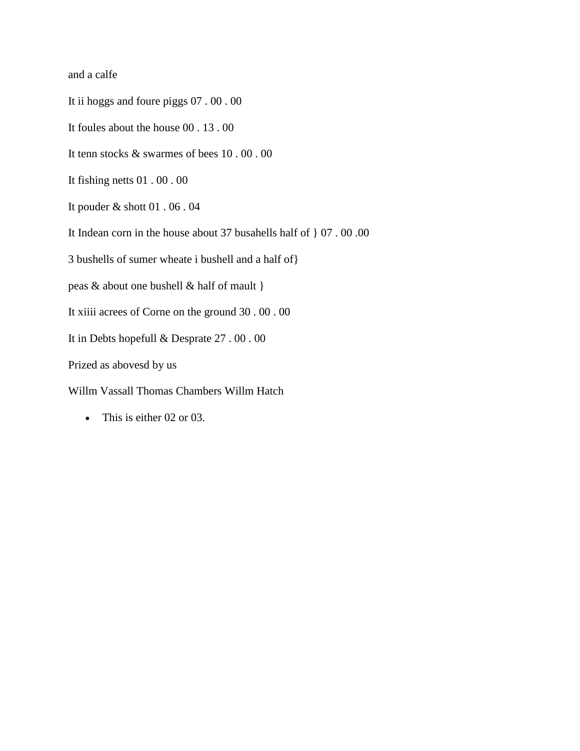and a calfe

It ii hoggs and foure piggs 07 . 00 . 00

It foules about the house 00 . 13 . 00

It tenn stocks & swarmes of bees 10 . 00 . 00

It fishing netts 01 . 00 . 00

It pouder & shott 01 . 06 . 04

It Indean corn in the house about 37 busahells half of } 07 . 00 .00

3 bushells of sumer wheate i bushell and a half of}

peas & about one bushell & half of mault }

It xiiii acrees of Corne on the ground 30 . 00 . 00

It in Debts hopefull & Desprate 27 . 00 . 00

Prized as abovesd by us

Willm Vassall Thomas Chambers Willm Hatch

- This is either 02 or 03.